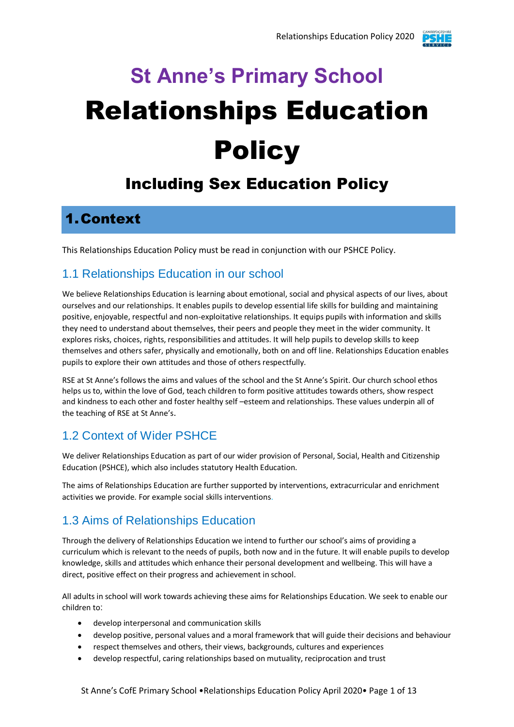# St Anne's Primary School

# Relationships Education Policy

## Including Sex Education Policy

## 1. Context

This Relationships Education Policy must be read in conjunction with our PSHCE Policy.

### 1.1 Relationships Education in our school

We believe Relationships Education is learning about emotional, social and physical aspects of our lives, about ourselves and our relationships. It enables pupils to develop essential life skills for building and maintaining positive, enjoyable, respectful and non-exploitative relationships. It equips pupils with information and skills they need to understand about themselves, their peers and people they meet in the wider community. It explores risks, choices, rights, responsibilities and attitudes. It will help pupils to develop skills to keep themselves and others safer, physically and emotionally, both on and off line. Relationships Education enables pupils to explore their own attitudes and those of others respectfully.

RSE at St Anne's follows the aims and values of the school and the St Anne's Spirit. Our church school ethos helps us to, within the love of God, teach children to form positive attitudes towards others, show respect and kindness to each other and foster healthy self –esteem and relationships. These values underpin all of the teaching of RSE at St Anne's.

### 1.2 Context of Wider PSHCE

We deliver Relationships Education as part of our wider provision of Personal, Social, Health and Citizenship Education (PSHCE), which also includes statutory Health Education.

The aims of Relationships Education are further supported by interventions, extracurricular and enrichment activities we provide. For example social skills interventions.

### 1.3 Aims of Relationships Education

Through the delivery of Relationships Education we intend to further our school's aims of providing a curriculum which is relevant to the needs of pupils, both now and in the future. It will enable pupils to develop knowledge, skills and attitudes which enhance their personal development and wellbeing. This will have a direct, positive effect on their progress and achievement in school.

All adults in school will work towards achieving these aims for Relationships Education. We seek to enable our children to:

- develop interpersonal and communication skills
- develop positive, personal values and a moral framework that will guide their decisions and behaviour
- respect themselves and others, their views, backgrounds, cultures and experiences
- develop respectful, caring relationships based on mutuality, reciprocation and trust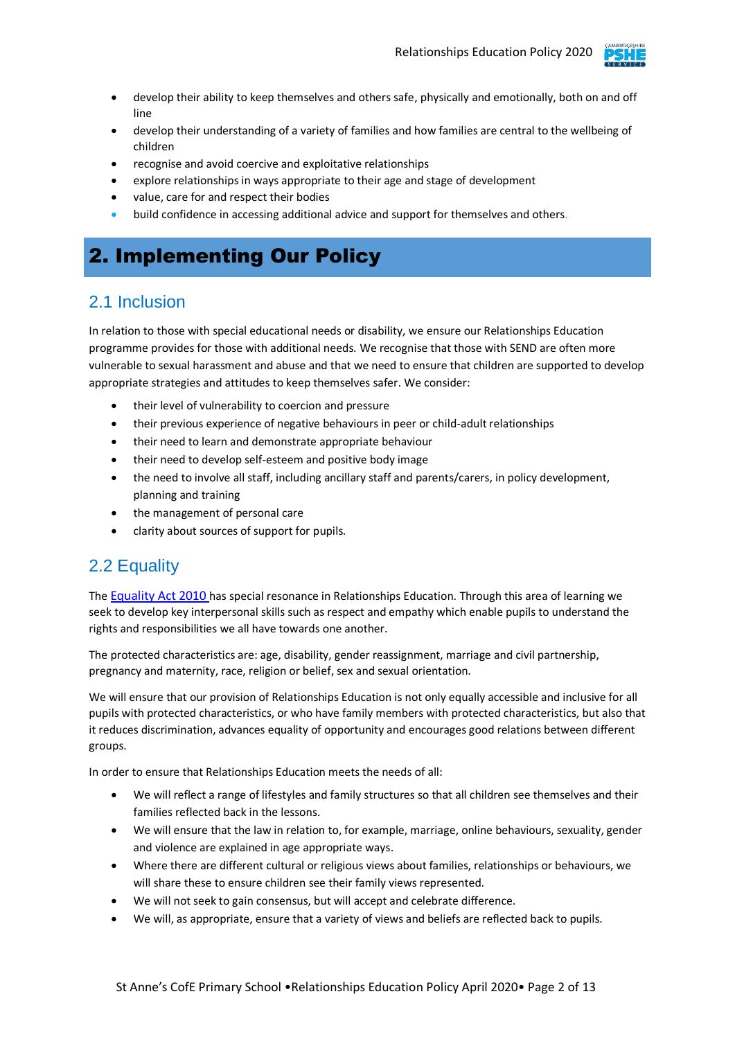- develop their ability to keep themselves and others safe, physically and emotionally, both on and off line
- develop their understanding of a variety of families and how families are central to the wellbeing of children
- recognise and avoid coercive and exploitative relationships
- explore relationships in ways appropriate to their age and stage of development
- value, care for and respect their bodies
- build confidence in accessing additional advice and support for themselves and others.

# 2. Implementing Our Policy

## 2.1 Inclusion

In relation to those with special educational needs or disability, we ensure our Relationships Education programme provides for those with additional needs. We recognise that those with SEND are often more vulnerable to sexual harassment and abuse and that we need to ensure that children are supported to develop appropriate strategies and attitudes to keep themselves safer. We consider:

- their level of vulnerability to coercion and pressure
- their previous experience of negative behaviours in peer or child-adult relationships
- their need to learn and demonstrate appropriate behaviour
- their need to develop self-esteem and positive body image
- the need to involve all staff, including ancillary staff and parents/carers, in policy development, planning and training
- the management of personal care
- clarity about sources of support for pupils.

## 2.2 Equality

The [Equality Act 2010](#) has special resonance in Relationships Education. Through this area of learning we seek to develop key interpersonal skills such as respect and empathy which enable pupils to understand the rights and responsibilities we all have towards one another.

The protected characteristics are: age, disability, gender reassignment, marriage and civil partnership, pregnancy and maternity, race, religion or belief, sex and sexual orientation.

We will ensure that our provision of Relationships Education is not only equally accessible and inclusive for all pupils with protected characteristics, or who have family members with protected characteristics, but also that it reduces discrimination, advances equality of opportunity and encourages good relations between different groups.

In order to ensure that Relationships Education meets the needs of all:

- We will reflect a range of lifestyles and family structures so that all children see themselves and their families reflected back in the lessons.
- We will ensure that the law in relation to, for example, marriage, online behaviours, sexuality, gender and violence are explained in age appropriate ways.
- Where there are different cultural or religious views about families, relationships or behaviours, we will share these to ensure children see their family views represented.
- We will not seek to gain consensus, but will accept and celebrate difference.
- We will, as appropriate, ensure that a variety of views and beliefs are reflected back to pupils.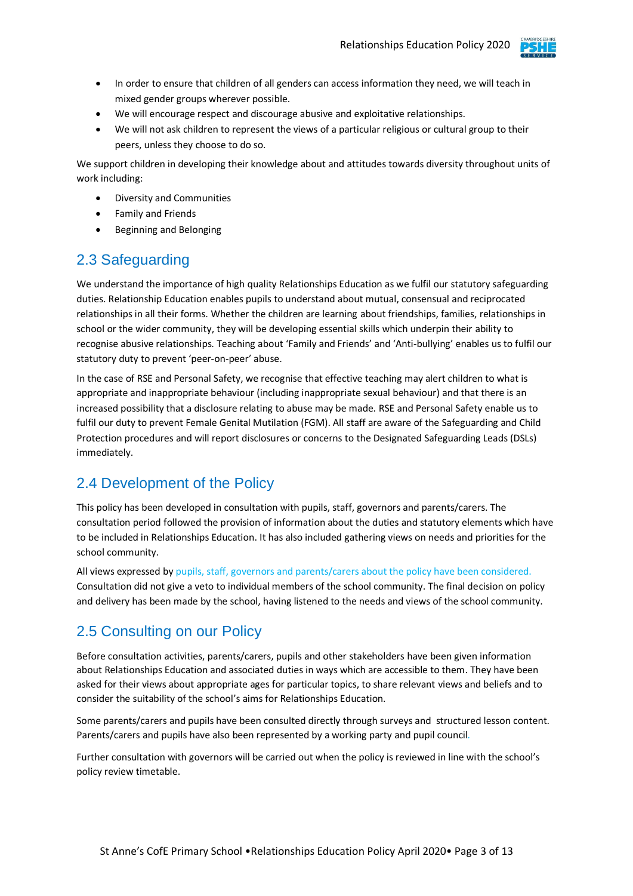- In order to ensure that children of all genders can access information they need, we will teach in mixed gender groups wherever possible.
- We will encourage respect and discourage abusive and exploitative relationships.
- We will not ask children to represent the views of a particular religious or cultural group to their peers, unless they choose to do so.

We support children in developing their knowledge about and attitudes towards diversity throughout units of work including:

- Diversity and Communities
- Family and Friends
- Beginning and Belonging

## 2.3 Safeguarding

We understand the importance of high quality Relationships Education as we fulfil our statutory safeguarding duties. Relationship Education enables pupils to understand about mutual, consensual and reciprocated relationships in all their forms. Whether the children are learning about friendships, families, relationships in school or the wider community, they will be developing essential skills which underpin their ability to recognise abusive relationships. Teaching about 'Family and Friends' and 'Anti-bullying' enables us to fulfil our statutory duty to prevent 'peer-on-peer' abuse.

In the case of RSE and Personal Safety, we recognise that effective teaching may alert children to what is appropriate and inappropriate behaviour (including inappropriate sexual behaviour) and that there is an increased possibility that a disclosure relating to abuse may be made. RSE and Personal Safety enable us to fulfil our duty to prevent Female Genital Mutilation (FGM). All staff are aware of the Safeguarding and Child Protection procedures and will report disclosures or concerns to the Designated Safeguarding Leads (DSLs) immediately.

## 2.4 Development of the Policy

This policy has been developed in consultation with pupils, staff, governors and parents/carers. The consultation period followed the provision of information about the duties and statutory elements which have to be included in Relationships Education. It has also included gathering views on needs and priorities for the school community.

All views expressed by pupils, staff, governors and parents/carers about the policy have been considered. Consultation did not give a veto to individual members of the school community. The final decision on policy and delivery has been made by the school, having listened to the needs and views of the school community.

## 2.5 Consulting on our Policy

Before consultation activities, parents/carers, pupils and other stakeholders have been given information about Relationships Education and associated duties in ways which are accessible to them. They have been asked for their views about appropriate ages for particular topics, to share relevant views and beliefs and to consider the suitability of the school's aims for Relationships Education.

Some parents/carers and pupils have been consulted directly through surveys and structured lesson content. Parents/carers and pupils have also been represented by a working party and pupil council.

Further consultation with governors will be carried out when the policy is reviewed in line with the school's policy review timetable.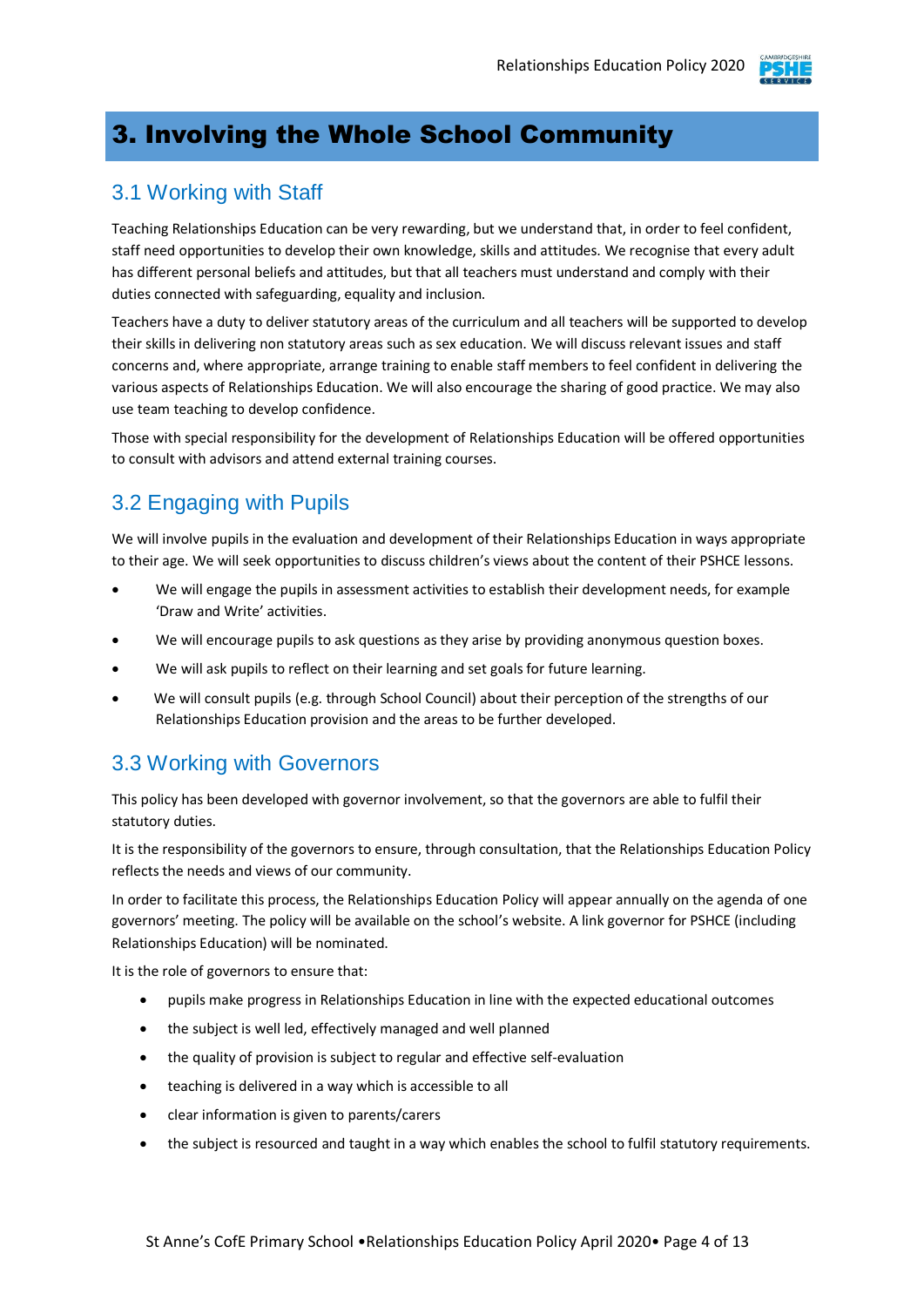# 3. Involving the Whole School Community

## 3.1 Working with Staff

Teaching Relationships Education can be very rewarding, but we understand that, in order to feel confident, staff need opportunities to develop their own knowledge, skills and attitudes. We recognise that every adult has different personal beliefs and attitudes, but that all teachers must understand and comply with their duties connected with safeguarding, equality and inclusion.

Teachers have a duty to deliver statutory areas of the curriculum and all teachers will be supported to develop their skills in delivering non statutory areas such as sex education. We will discuss relevant issues and staff concerns and, where appropriate, arrange training to enable staff members to feel confident in delivering the various aspects of Relationships Education. We will also encourage the sharing of good practice. We may also use team teaching to develop confidence.

Those with special responsibility for the development of Relationships Education will be offered opportunities to consult with advisors and attend external training courses.

## 3.2 Engaging with Pupils

We will involve pupils in the evaluation and development of their Relationships Education in ways appropriate to their age. We will seek opportunities to discuss children's views about the content of their PSHCE lessons.

- We will engage the pupils in assessment activities to establish their development needs, for example 'Draw and Write' activities.
- We will encourage pupils to ask questions as they arise by providing anonymous question boxes.
- We will ask pupils to reflect on their learning and set goals for future learning.
- We will consult pupils (e.g. through School Council) about their perception of the strengths of our Relationships Education provision and the areas to be further developed.

## 3.3 Working with Governors

This policy has been developed with governor involvement, so that the governors are able to fulfil their statutory duties.

It is the responsibility of the governors to ensure, through consultation, that the Relationships Education Policy reflects the needs and views of our community.

In order to facilitate this process, the Relationships Education Policy will appear annually on the agenda of one governors' meeting. The policy will be available on the school's website. A link governor for PSHCE (including Relationships Education) will be nominated.

It is the role of governors to ensure that:

- pupils make progress in Relationships Education in line with the expected educational outcomes
- the subject is well led, effectively managed and well planned
- the quality of provision is subject to regular and effective self-evaluation
- teaching is delivered in a way which is accessible to all
- clear information is given to parents/carers
- the subject is resourced and taught in a way which enables the school to fulfil statutory requirements.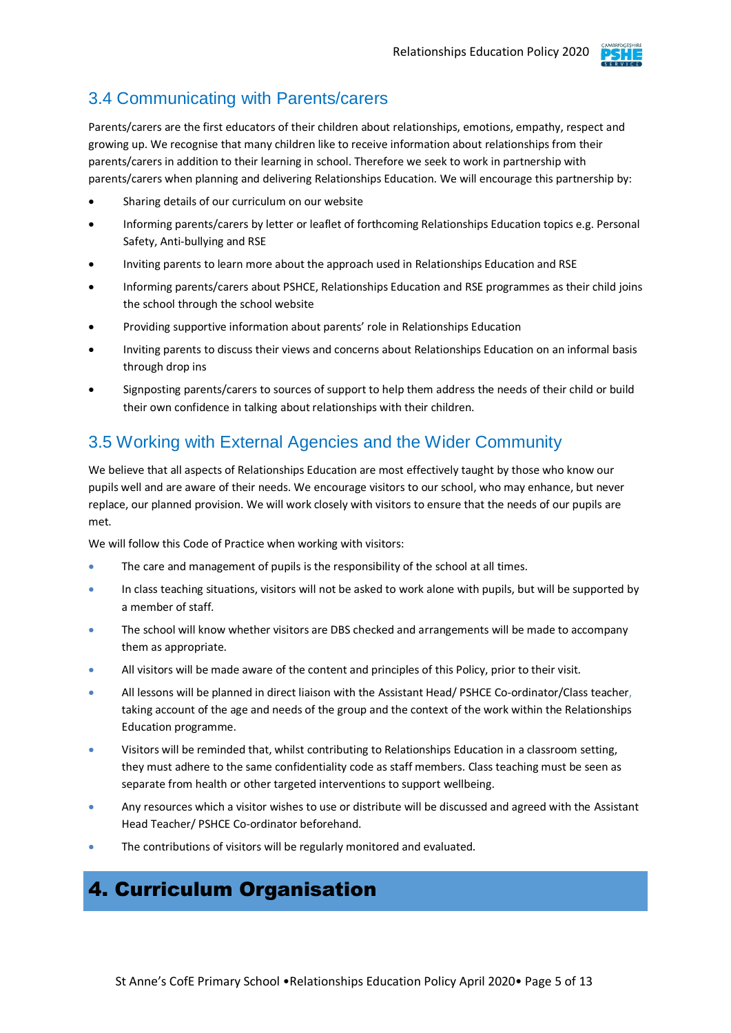## 3.4 Communicating with Parents/carers

Parents/carers are the first educators of their children about relationships, emotions, empathy, respect and growing up. We recognise that many children like to receive information about relationships from their parents/carers in addition to their learning in school. Therefore we seek to work in partnership with parents/carers when planning and delivering Relationships Education. We will encourage this partnership by:

- Sharing details of our curriculum on our website
- Informing parents/carers by letter or leaflet of forthcoming Relationships Education topics e.g. Personal Safety, Anti-bullying and RSE
- Inviting parents to learn more about the approach used in Relationships Education and RSE
- Informing parents/carers about PSHCE, Relationships Education and RSE programmes as their child joins the school through the school website
- Providing supportive information about parents' role in Relationships Education
- Inviting parents to discuss their views and concerns about Relationships Education on an informal basis through drop ins
- Signposting parents/carers to sources of support to help them address the needs of their child or build their own confidence in talking about relationships with their children.

## 3.5 Working with External Agencies and the Wider Community

We believe that all aspects of Relationships Education are most effectively taught by those who know our pupils well and are aware of their needs. We encourage visitors to our school, who may enhance, but never replace, our planned provision. We will work closely with visitors to ensure that the needs of our pupils are met.

We will follow this Code of Practice when working with visitors:

- The care and management of pupils is the responsibility of the school at all times.
- In class teaching situations, visitors will not be asked to work alone with pupils, but will be supported by a member of staff.
- The school will know whether visitors are DBS checked and arrangements will be made to accompany them as appropriate.
- All visitors will be made aware of the content and principles of this Policy, prior to their visit.
- All lessons will be planned in direct liaison with the Assistant Head/ PSHCE Co-ordinator/Class teacher, taking account of the age and needs of the group and the context of the work within the Relationships Education programme.
- Visitors will be reminded that, whilst contributing to Relationships Education in a classroom setting, they must adhere to the same confidentiality code as staff members. Class teaching must be seen as separate from health or other targeted interventions to support wellbeing.
- Any resources which a visitor wishes to use or distribute will be discussed and agreed with the Assistant Head Teacher/ PSHCE Co-ordinator beforehand.
- The contributions of visitors will be regularly monitored and evaluated.

# 4. Curriculum Organisation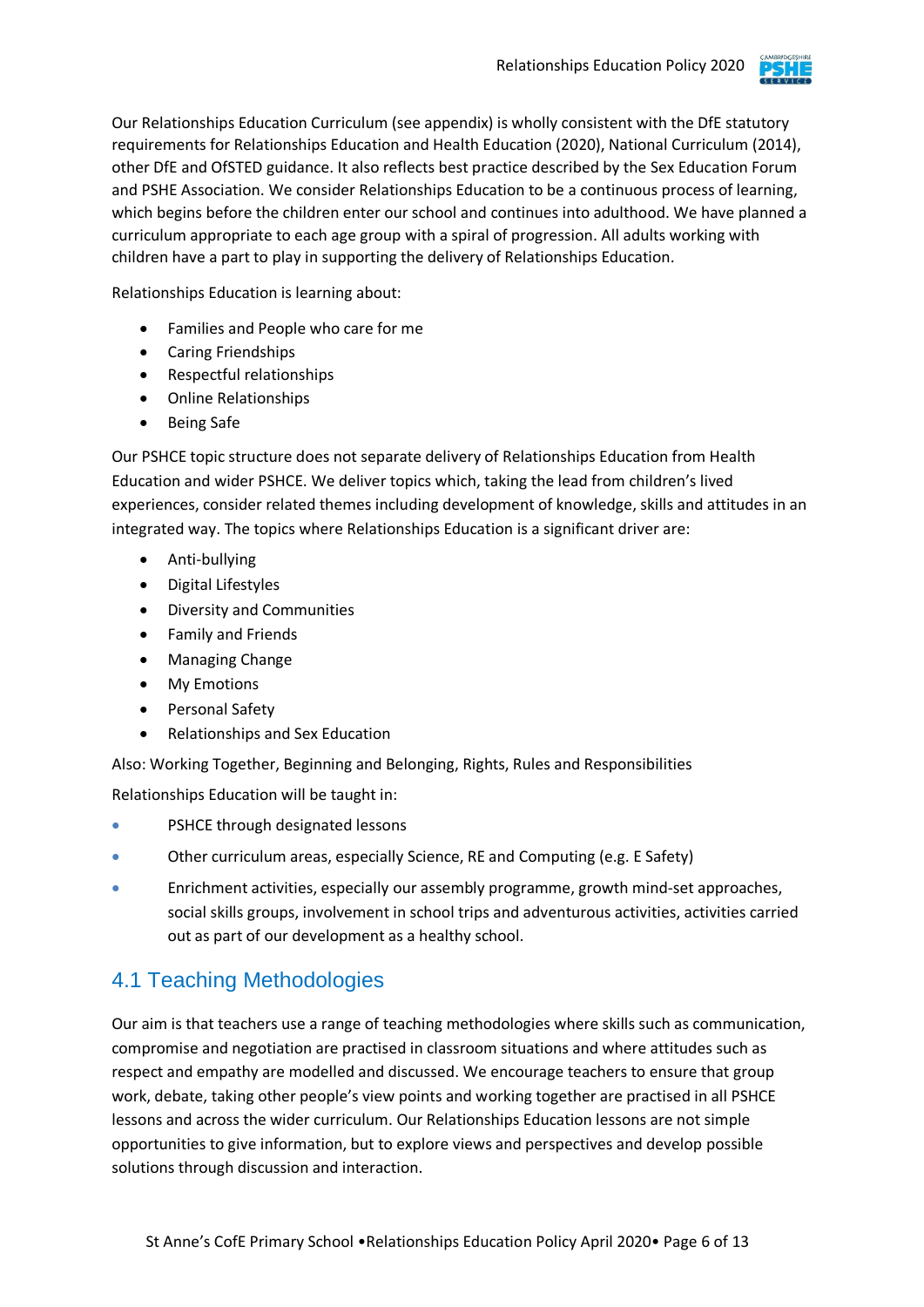Our Relationships Education Curriculum (see appendix) is wholly consistent with the DfE statutory requirements for Relationships Education and Health Education (2020), National Curriculum (2014), other DfE and OfSTED guidance. It also reflects best practice described by the Sex Education Forum and PSHE Association. We consider Relationships Education to be a continuous process of learning, which begins before the children enter our school and continues into adulthood. We have planned a curriculum appropriate to each age group with a spiral of progression. All adults working with children have a part to play in supporting the delivery of Relationships Education.

Relationships Education is learning about:

- Families and People who care for me
- Caring Friendships
- Respectful relationships
- Online Relationships
- Being Safe

Our PSHCE topic structure does not separate delivery of Relationships Education from Health Education and wider PSHCE. We deliver topics which, taking the lead from children's lived experiences, consider related themes including development of knowledge, skills and attitudes in an integrated way. The topics where Relationships Education is a significant driver are:

- Anti-bullying
- Digital Lifestyles
- Diversity and Communities
- Family and Friends
- Managing Change
- My Emotions
- Personal Safety
- Relationships and Sex Education

Also: Working Together, Beginning and Belonging, Rights, Rules and Responsibilities

Relationships Education will be taught in:

- PSHCE through designated lessons
- Other curriculum areas, especially Science, RE and Computing (e.g. E Safety)
- Enrichment activities, especially our assembly programme, growth mind-set approaches, social skills groups, involvement in school trips and adventurous activities, activities carried out as part of our development as a healthy school.

## 4.1 Teaching Methodologies

Our aim is that teachers use a range of teaching methodologies where skills such as communication, compromise and negotiation are practised in classroom situations and where attitudes such as respect and empathy are modelled and discussed. We encourage teachers to ensure that group work, debate, taking other people's view points and working together are practised in all PSHCE lessons and across the wider curriculum. Our Relationships Education lessons are not simple opportunities to give information, but to explore views and perspectives and develop possible solutions through discussion and interaction.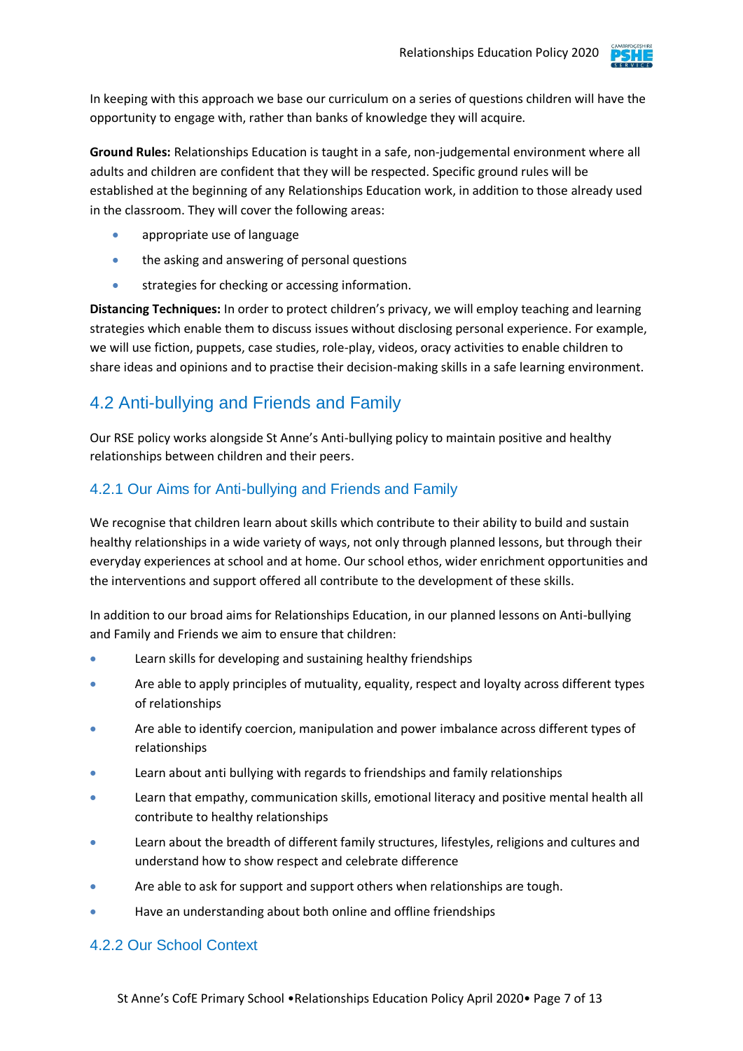In keeping with this approach we base our curriculum on a series of questions children will have the opportunity to engage with, rather than banks of knowledge they will acquire.

**Ground Rules:** Relationships Education is taught in a safe, non-judgemental environment where all adults and children are confident that they will be respected. Specific ground rules will be established at the beginning of any Relationships Education work, in addition to those already used in the classroom. They will cover the following areas:

- appropriate use of language
- the asking and answering of personal questions
- strategies for checking or accessing information.

**Distancing Techniques:** In order to protect children's privacy, we will employ teaching and learning strategies which enable them to discuss issues without disclosing personal experience. For example, we will use fiction, puppets, case studies, role-play, videos, oracy activities to enable children to share ideas and opinions and to practise their decision-making skills in a safe learning environment.

## 4.2 Anti-bullying and Friends and Family

Our RSE policy works alongside St Anne's Anti-bullying policy to maintain positive and healthy relationships between children and their peers.

### 4.2.1 Our Aims for Anti-bullying and Friends and Family

We recognise that children learn about skills which contribute to their ability to build and sustain healthy relationships in a wide variety of ways, not only through planned lessons, but through their everyday experiences at school and at home. Our school ethos, wider enrichment opportunities and the interventions and support offered all contribute to the development of these skills.

In addition to our broad aims for Relationships Education, in our planned lessons on Anti-bullying and Family and Friends we aim to ensure that children:

- Learn skills for developing and sustaining healthy friendships
- Are able to apply principles of mutuality, equality, respect and loyalty across different types of relationships
- Are able to identify coercion, manipulation and power imbalance across different types of relationships
- Learn about anti bullying with regards to friendships and family relationships
- Learn that empathy, communication skills, emotional literacy and positive mental health all contribute to healthy relationships
- Learn about the breadth of different family structures, lifestyles, religions and cultures and understand how to show respect and celebrate difference
- Are able to ask for support and support others when relationships are tough.
- Have an understanding about both online and offline friendships

### 4.2.2 Our School Context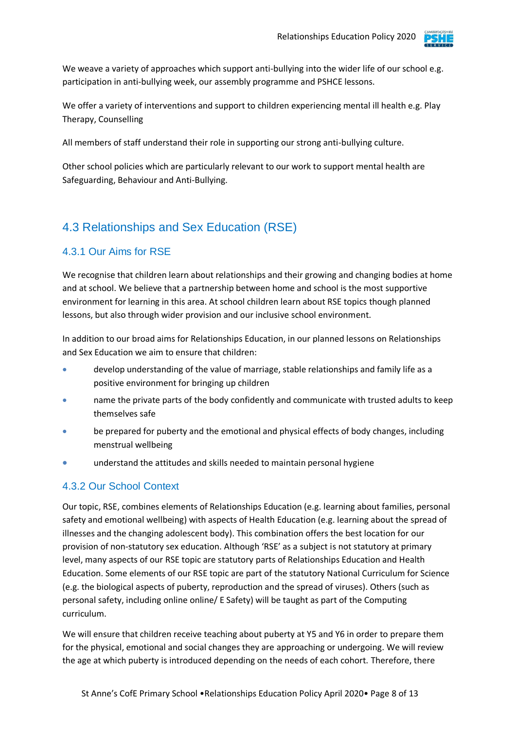We weave a variety of approaches which support anti-bullying into the wider life of our school e.g. participation in anti-bullying week, our assembly programme and PSHCE lessons.

We offer a variety of interventions and support to children experiencing mental ill health e.g. Play Therapy, Counselling

All members of staff understand their role in supporting our strong anti-bullying culture.

Other school policies which are particularly relevant to our work to support mental health are Safeguarding, Behaviour and Anti-Bullying.

## 4.3 Relationships and Sex Education (RSE)

### 4.3.1 Our Aims for RSE

We recognise that children learn about relationships and their growing and changing bodies at home and at school. We believe that a partnership between home and school is the most supportive environment for learning in this area. At school children learn about RSE topics though planned lessons, but also through wider provision and our inclusive school environment.

In addition to our broad aims for Relationships Education, in our planned lessons on Relationships and Sex Education we aim to ensure that children:

- develop understanding of the value of marriage, stable relationships and family life as a positive environment for bringing up children
- name the private parts of the body confidently and communicate with trusted adults to keep themselves safe
- be prepared for puberty and the emotional and physical effects of body changes, including menstrual wellbeing
- understand the attitudes and skills needed to maintain personal hygiene

### 4.3.2 Our School Context

Our topic, RSE, combines elements of Relationships Education (e.g. learning about families, personal safety and emotional wellbeing) with aspects of Health Education (e.g. learning about the spread of illnesses and the changing adolescent body). This combination offers the best location for our provision of non-statutory sex education. Although 'RSE' as a subject is not statutory at primary level, many aspects of our RSE topic are statutory parts of Relationships Education and Health Education. Some elements of our RSE topic are part of the statutory National Curriculum for Science (e.g. the biological aspects of puberty, reproduction and the spread of viruses). Others (such as personal safety, including online online/ E Safety) will be taught as part of the Computing curriculum.

We will ensure that children receive teaching about puberty at Y5 and Y6 in order to prepare them for the physical, emotional and social changes they are approaching or undergoing. We will review the age at which puberty is introduced depending on the needs of each cohort. Therefore, there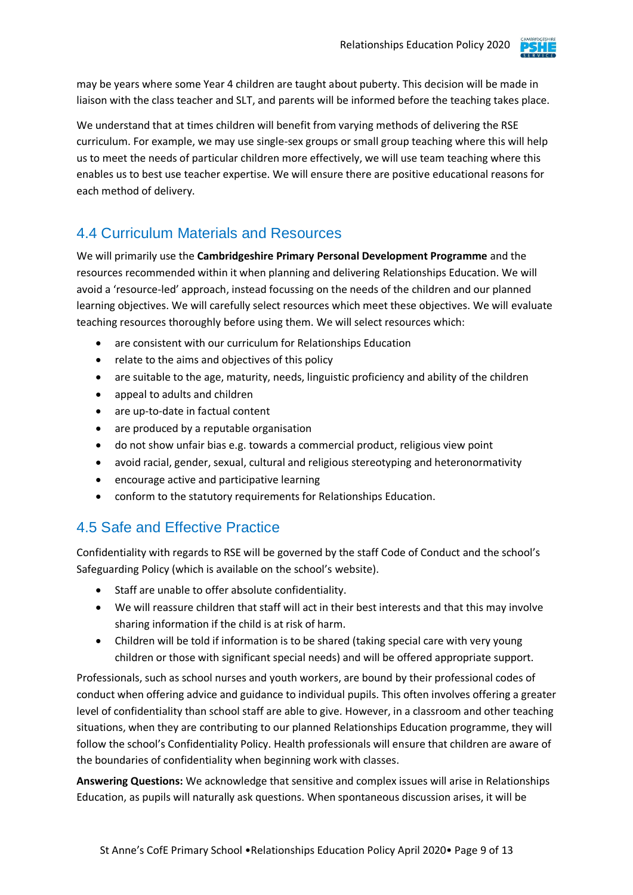may be years where some Year 4 children are taught about puberty. This decision will be made in liaison with the class teacher and SLT, and parents will be informed before the teaching takes place.

We understand that at times children will benefit from varying methods of delivering the RSE curriculum. For example, we may use single-sex groups or small group teaching where this will help us to meet the needs of particular children more effectively, we will use team teaching where this enables us to best use teacher expertise. We will ensure there are positive educational reasons for each method of delivery.

## 4.4 Curriculum Materials and Resources

We will primarily use the **Cambridgeshire Primary Personal Development Programme** and the resources recommended within it when planning and delivering Relationships Education. We will avoid a 'resource-led' approach, instead focussing on the needs of the children and our planned learning objectives. We will carefully select resources which meet these objectives. We will evaluate teaching resources thoroughly before using them. We will select resources which:

- are consistent with our curriculum for Relationships Education
- relate to the aims and objectives of this policy
- are suitable to the age, maturity, needs, linguistic proficiency and ability of the children
- appeal to adults and children
- are up-to-date in factual content
- are produced by a reputable organisation
- do not show unfair bias e.g. towards a commercial product, religious view point
- avoid racial, gender, sexual, cultural and religious stereotyping and heteronormativity
- encourage active and participative learning
- conform to the statutory requirements for Relationships Education.

## 4.5 Safe and Effective Practice

Confidentiality with regards to RSE will be governed by the staff Code of Conduct and the school's Safeguarding Policy (which is available on the school's website).

- Staff are unable to offer absolute confidentiality.
- We will reassure children that staff will act in their best interests and that this may involve sharing information if the child is at risk of harm.
- Children will be told if information is to be shared (taking special care with very young children or those with significant special needs) and will be offered appropriate support.

Professionals, such as school nurses and youth workers, are bound by their professional codes of conduct when offering advice and guidance to individual pupils. This often involves offering a greater level of confidentiality than school staff are able to give. However, in a classroom and other teaching situations, when they are contributing to our planned Relationships Education programme, they will follow the school's Confidentiality Policy. Health professionals will ensure that children are aware of the boundaries of confidentiality when beginning work with classes.

**Answering Questions:** We acknowledge that sensitive and complex issues will arise in Relationships Education, as pupils will naturally ask questions. When spontaneous discussion arises, it will be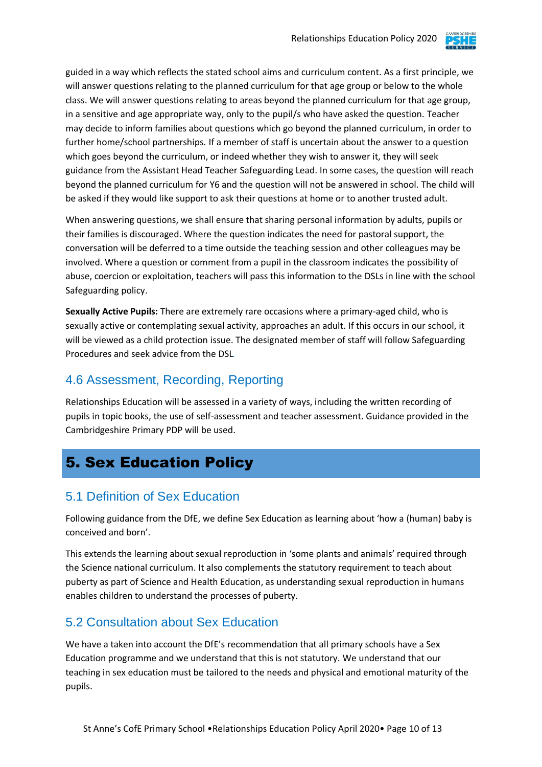guided in a way which reflects the stated school aims and curriculum content. As a first principle, we will answer questions relating to the planned curriculum for that age group or below to the whole class. We will answer questions relating to areas beyond the planned curriculum for that age group, in a sensitive and age appropriate way, only to the pupil/s who have asked the question. Teacher may decide to inform families about questions which go beyond the planned curriculum, in order to further home/school partnerships. If a member of staff is uncertain about the answer to a question which goes beyond the curriculum, or indeed whether they wish to answer it, they will seek guidance from the Assistant Head Teacher Safeguarding Lead. In some cases, the question will reach beyond the planned curriculum for Y6 and the question will not be answered in school. The child will be asked if they would like support to ask their questions at home or to another trusted adult.

When answering questions, we shall ensure that sharing personal information by adults, pupils or their families is discouraged. Where the question indicates the need for pastoral support, the conversation will be deferred to a time outside the teaching session and other colleagues may be involved. Where a question or comment from a pupil in the classroom indicates the possibility of abuse, coercion or exploitation, teachers will pass this information to the DSLs in line with the school Safeguarding policy.

**Sexually Active Pupils:** There are extremely rare occasions where a primary-aged child, who is sexually active or contemplating sexual activity, approaches an adult. If this occurs in our school, it will be viewed as a child protection issue. The designated member of staff will follow Safeguarding Procedures and seek advice from the DSL.

## 4.6 Assessment, Recording, Reporting

Relationships Education will be assessed in a variety of ways, including the written recording of pupils in topic books, the use of self-assessment and teacher assessment. Guidance provided in the Cambridgeshire Primary PDP will be used.

# 5. Sex Education Policy

## 5.1 Definition of Sex Education

Following guidance from the DfE, we define Sex Education as learning about 'how a (human) baby is conceived and born'.

This extends the learning about sexual reproduction in 'some plants and animals' required through the Science national curriculum. It also complements the statutory requirement to teach about puberty as part of Science and Health Education, as understanding sexual reproduction in humans enables children to understand the processes of puberty.

## 5.2 Consultation about Sex Education

We have a taken into account the DfE's recommendation that all primary schools have a Sex Education programme and we understand that this is not statutory. We understand that our teaching in sex education must be tailored to the needs and physical and emotional maturity of the pupils.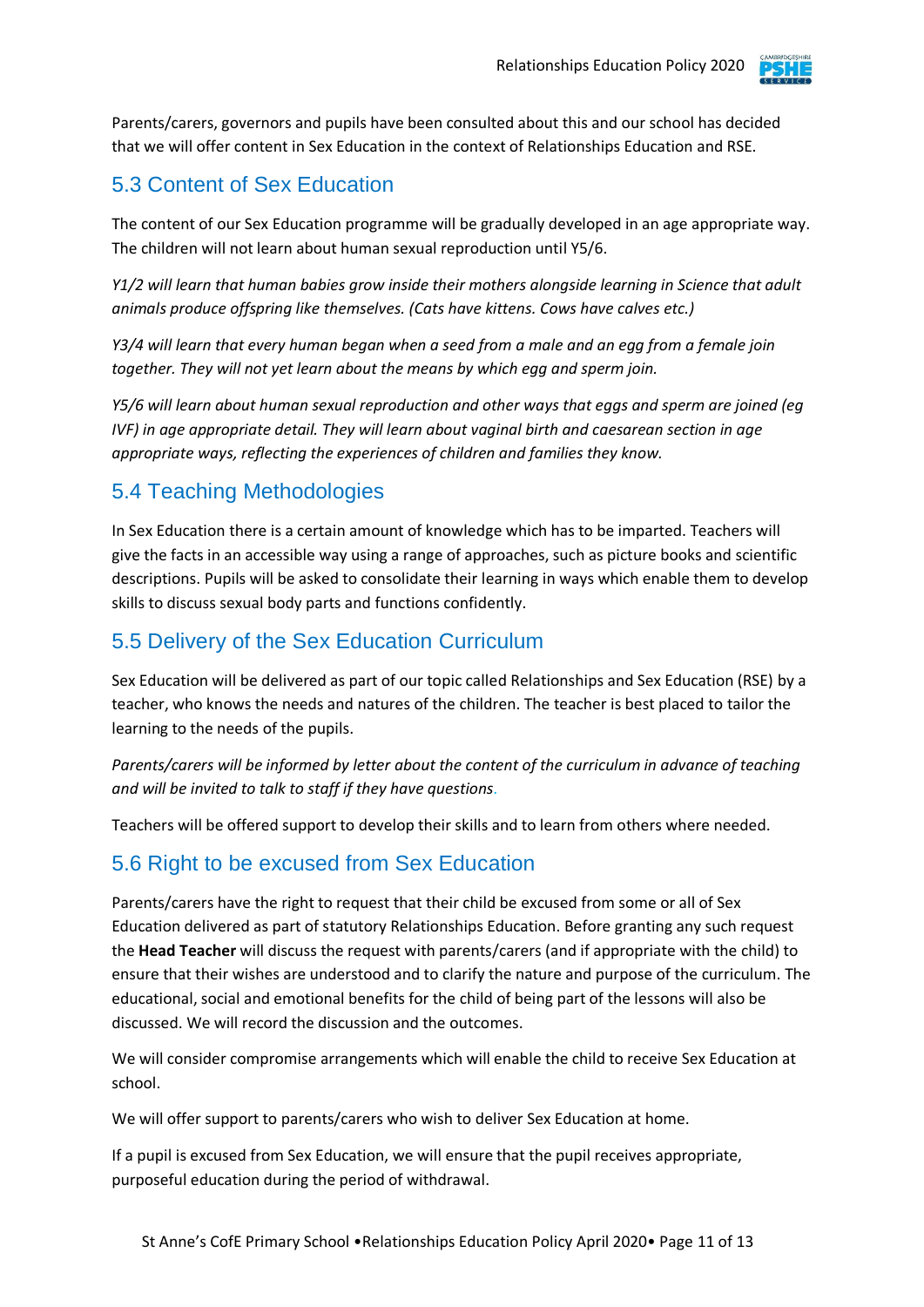Parents/carers, governors and pupils have been consulted about this and our school has decided that we will offer content in Sex Education in the context of Relationships Education and RSE.

## 5.3 Content of Sex Education

The content of our Sex Education programme will be gradually developed in an age appropriate way. The children will not learn about human sexual reproduction until Y5/6.

*Y1/2 will learn that human babies grow inside their mothers alongside learning in Science that adult animals produce offspring like themselves. (Cats have kittens. Cows have calves etc.)*

*Y3/4 will learn that every human began when a seed from a male and an egg from a female join together. They will not yet learn about the means by which egg and sperm join.*

*Y5/6 will learn about human sexual reproduction and other ways that eggs and sperm are joined (eg IVF) in age appropriate detail. They will learn about vaginal birth and caesarean section in age appropriate ways, reflecting the experiences of children and families they know.*

## 5.4 Teaching Methodologies

In Sex Education there is a certain amount of knowledge which has to be imparted. Teachers will give the facts in an accessible way using a range of approaches, such as picture books and scientific descriptions. Pupils will be asked to consolidate their learning in ways which enable them to develop skills to discuss sexual body parts and functions confidently.

## 5.5 Delivery of the Sex Education Curriculum

Sex Education will be delivered as part of our topic called Relationships and Sex Education (RSE) by a teacher, who knows the needs and natures of the children. The teacher is best placed to tailor the learning to the needs of the pupils.

*Parents/carers will be informed by letter about the content of the curriculum in advance of teaching and will be invited to talk to staff if they have questions.*

Teachers will be offered support to develop their skills and to learn from others where needed.

## 5.6 Right to be excused from Sex Education

Parents/carers have the right to request that their child be excused from some or all of Sex Education delivered as part of statutory Relationships Education. Before granting any such request the **Head Teacher** will discuss the request with parents/carers (and if appropriate with the child) to ensure that their wishes are understood and to clarify the nature and purpose of the curriculum. The educational, social and emotional benefits for the child of being part of the lessons will also be discussed. We will record the discussion and the outcomes.

We will consider compromise arrangements which will enable the child to receive Sex Education at school.

We will offer support to parents/carers who wish to deliver Sex Education at home.

If a pupil is excused from Sex Education, we will ensure that the pupil receives appropriate, purposeful education during the period of withdrawal.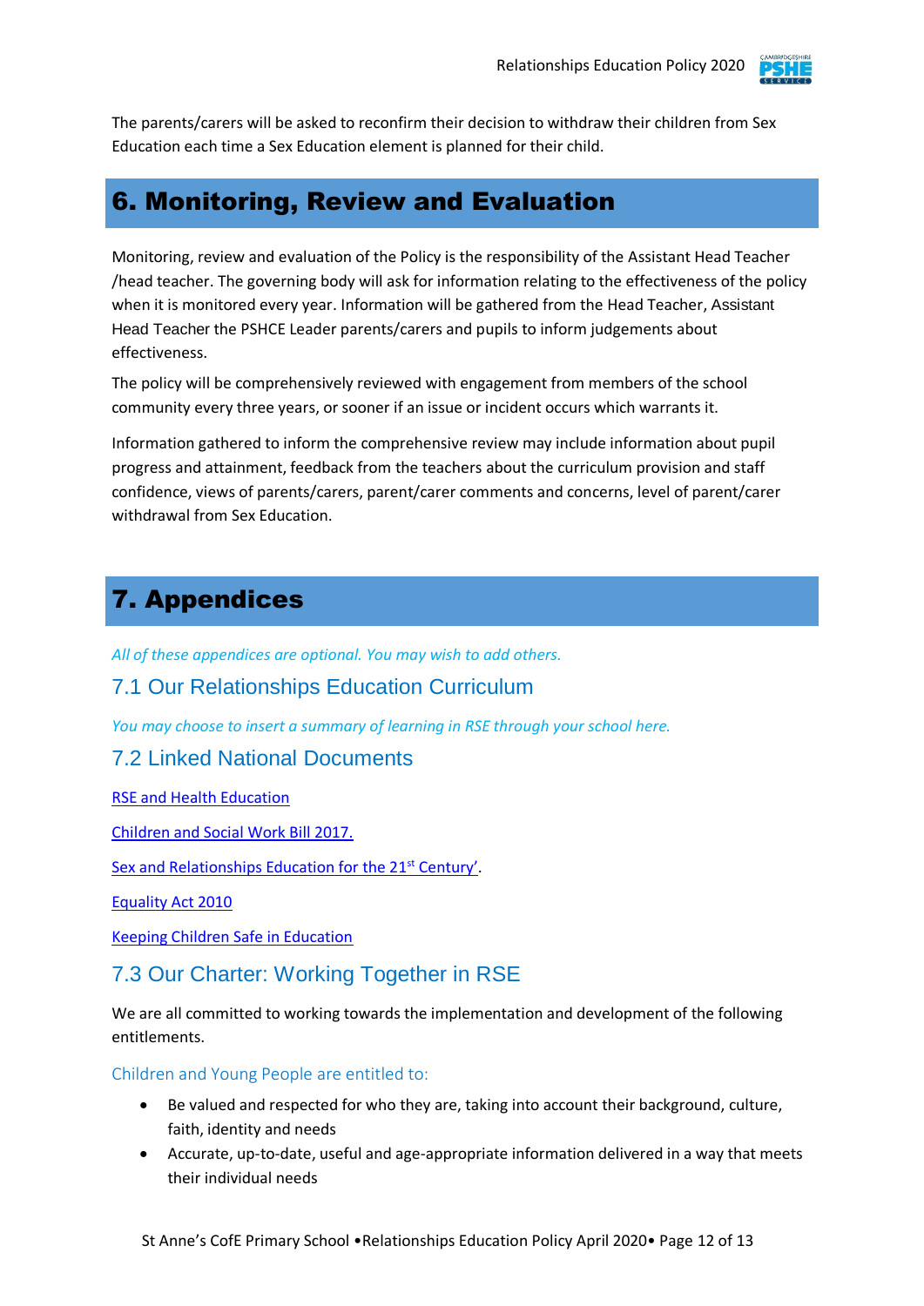The parents/carers will be asked to reconfirm their decision to withdraw their children from Sex Education each time a Sex Education element is planned for their child.

# 6. Monitoring, Review and Evaluation

Monitoring, review and evaluation of the Policy is the responsibility of the Assistant Head Teacher /head teacher. The governing body will ask for information relating to the effectiveness of the policy when it is monitored every year. Information will be gathered from the Head Teacher, Assistant Head Teacher the PSHCE Leader parents/carers and pupils to inform judgements about effectiveness.

The policy will be comprehensively reviewed with engagement from members of the school community every three years, or sooner if an issue or incident occurs which warrants it.

Information gathered to inform the comprehensive review may include information about pupil progress and attainment, feedback from the teachers about the curriculum provision and staff confidence, views of parents/carers, parent/carer comments and concerns, level of parent/carer withdrawal from Sex Education.

# 7. Appendices

*All of these appendices are optional. You may wish to add others.*

## 7.1 Our Relationships Education Curriculum

*You may choose to insert a summary of learning in RSE through your school here.*

## 7.2 Linked National Documents

RSE and Health Education

Children and Social Work Bill 2017.

Sex and Relationships Education for the 21st Century'.

Equality Act 2010

Keeping Children Safe in Education

## 7.3 Our Charter: Working Together in RSE

We are all committed to working towards the implementation and development of the following entitlements.

### Children and Young People are entitled to:

- Be valued and respected for who they are, taking into account their background, culture, faith, identity and needs
- Accurate, up-to-date, useful and age-appropriate information delivered in a way that meets their individual needs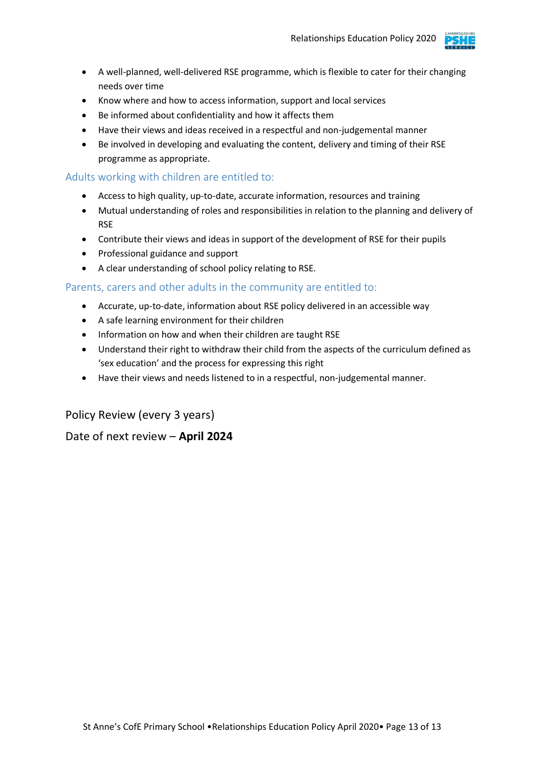- A well-planned, well-delivered RSE programme, which is flexible to cater for their changing needs over time
- Know where and how to access information, support and local services
- Be informed about confidentiality and how it affects them
- Have their views and ideas received in a respectful and non-judgemental manner
- Be involved in developing and evaluating the content, delivery and timing of their RSE programme as appropriate.

### Adults working with children are entitled to:

- Access to high quality, up-to-date, accurate information, resources and training
- Mutual understanding of roles and responsibilities in relation to the planning and delivery of RSE
- Contribute their views and ideas in support of the development of RSE for their pupils
- Professional guidance and support
- A clear understanding of school policy relating to RSE.

### Parents, carers and other adults in the community are entitled to:

- Accurate, up-to-date, information about RSE policy delivered in an accessible way
- A safe learning environment for their children
- Information on how and when their children are taught RSE
- Understand their right to withdraw their child from the aspects of the curriculum defined as 'sex education' and the process for expressing this right
- Have their views and needs listened to in a respectful, non-judgemental manner.

Policy Review (every 3 years)

Date of next review – **April 2024**